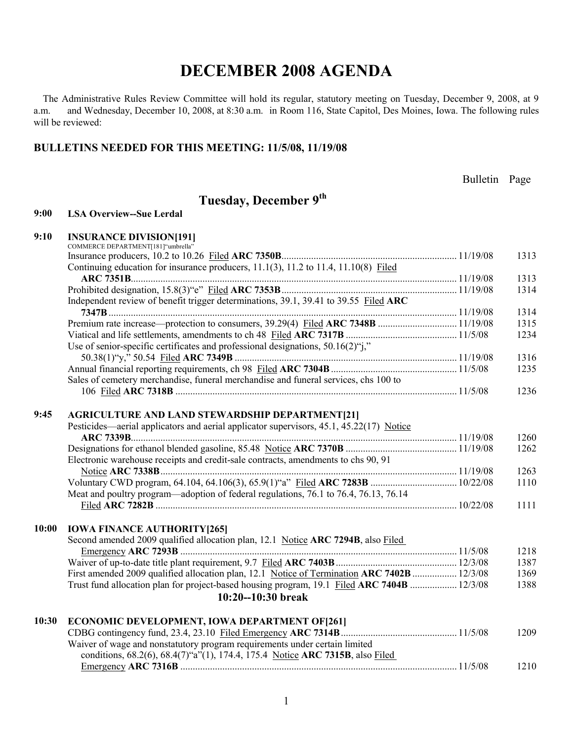# DECEMBER 2008 AGENDA

The Administrative Rules Review Committee will hold its regular, statutory meeting on Tuesday, December 9, 2008, at 9 a.m. and Wednesday, December 10, 2008, at 8:30 a.m. in Room 116, State Capitol, Des Moines, Iowa. The following rules will be reviewed:

**BULLETINS NEEDED FOR THIS MEETING: 11/5/08, 11/19/08**

## Tuesday, December 9th

| Time | Item | Bulletin | Page |
|---|---|---|---|
| **9:00** | **LSA Overview--Sue Lerdal** | | |
| **9:10** | **INSURANCE DIVISION[191]** COMMERCE DEPARTMENT[181]"umbrella" | | |
| | Insurance producers, 10.2 to 10.26 Filed **ARC 7350B** | 11/19/08 | 1313 |
| | Continuing education for insurance producers, 11.1(3), 11.2 to 11.4, 11.10(8) Filed **ARC 7351B** | 11/19/08 | 1313 |
| | Prohibited designation, 15.8(3)"e" Filed **ARC 7353B** | 11/19/08 | 1314 |
| | Independent review of benefit trigger determinations, 39.1, 39.41 to 39.55 Filed **ARC 7347B** | 11/19/08 | 1314 |
| | Premium rate increase—protection to consumers, 39.29(4) Filed **ARC 7348B** | 11/19/08 | 1315 |
| | Viatical and life settlements, amendments to ch 48 Filed **ARC 7317B** | 11/5/08 | 1234 |
| | Use of senior-specific certificates and professional designations, 50.16(2)"j," 50.38(1)"y," 50.54 Filed **ARC 7349B** | 11/19/08 | 1316 |
| | Annual financial reporting requirements, ch 98 Filed **ARC 7304B** | 11/5/08 | 1235 |
| | Sales of cemetery merchandise, funeral merchandise and funeral services, chs 100 to 106 Filed **ARC 7318B** | 11/5/08 | 1236 |
| **9:45** | **AGRICULTURE AND LAND STEWARDSHIP DEPARTMENT[21]** | | |
| | Pesticides—aerial applicators and aerial applicator supervisors, 45.1, 45.22(17) Notice **ARC 7339B** | 11/19/08 | 1260 |
| | Designations for ethanol blended gasoline, 85.48 Notice **ARC 7370B** | 11/19/08 | 1262 |
| | Electronic warehouse receipts and credit-sale contracts, amendments to chs 90, 91 Notice **ARC 7338B** | 11/19/08 | 1263 |
| | Voluntary CWD program, 64.104, 64.106(3), 65.9(1)"a" Filed **ARC 7283B** | 10/22/08 | 1110 |
| | Meat and poultry program—adoption of federal regulations, 76.1 to 76.4, 76.13, 76.14 Filed **ARC 7282B** | 10/22/08 | 1111 |
| **10:00** | **IOWA FINANCE AUTHORITY[265]** | | |
| | Second amended 2009 qualified allocation plan, 12.1 Notice **ARC 7294B**, also Filed Emergency **ARC 7293B** | 11/5/08 | 1218 |
| | Waiver of up-to-date title plant requirement, 9.7 Filed **ARC 7403B** | 12/3/08 | 1387 |
| | First amended 2009 qualified allocation plan, 12.1 Notice of Termination **ARC 7402B** | 12/3/08 | 1369 |
| | Trust fund allocation plan for project-based housing program, 19.1 Filed **ARC 7404B** | 12/3/08 | 1388 |
| | **10:20--10:30 break** | | |
| **10:30** | **ECONOMIC DEVELOPMENT, IOWA DEPARTMENT OF[261]** | | |
| | CDBG contingency fund, 23.4, 23.10 Filed Emergency **ARC 7314B** | 11/5/08 | 1209 |
| | Waiver of wage and nonstatutory program requirements under certain limited conditions, 68.2(6), 68.4(7)"a"(1), 174.4, 175.4 Notice **ARC 7315B**, also Filed Emergency **ARC 7316B** | 11/5/08 | 1210 |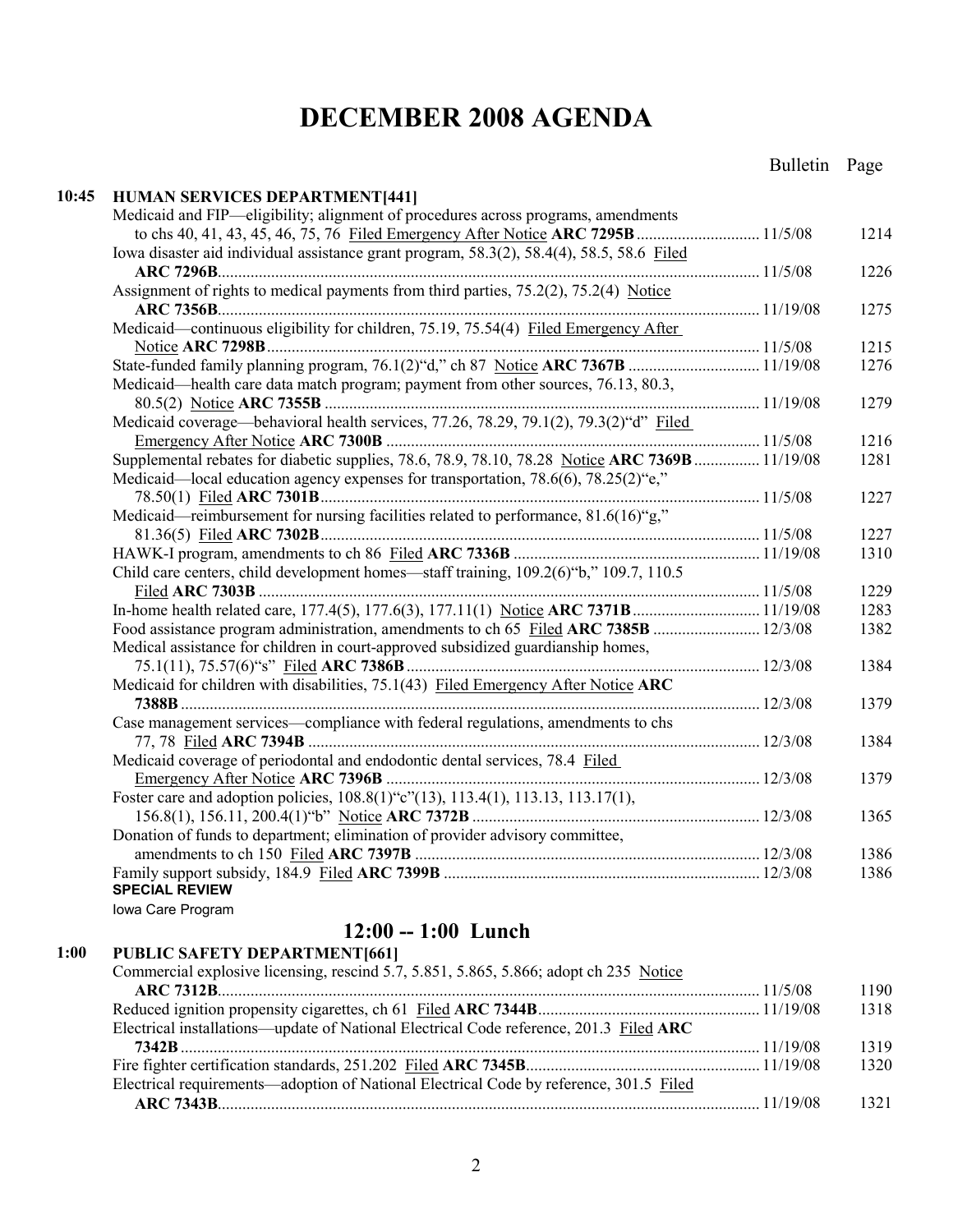# DECEMBER 2008 AGENDA

| Time | Item | Bulletin | Page |
|---|---|---|---|
| 10:45 | **HUMAN SERVICES DEPARTMENT[441]** | | |
| | Medicaid and FIP—eligibility; alignment of procedures across programs, amendments to chs 40, 41, 43, 45, 46, 75, 76 Filed Emergency After Notice **ARC 7295B** | 11/5/08 | 1214 |
| | Iowa disaster aid individual assistance grant program, 58.3(2), 58.4(4), 58.5, 58.6 Filed **ARC 7296B** | 11/5/08 | 1226 |
| | Assignment of rights to medical payments from third parties, 75.2(2), 75.2(4) Notice **ARC 7356B** | 11/19/08 | 1275 |
| | Medicaid—continuous eligibility for children, 75.19, 75.54(4) Filed Emergency After Notice **ARC 7298B** | 11/5/08 | 1215 |
| | State-funded family planning program, 76.1(2)"d," ch 87 Notice **ARC 7367B** | 11/19/08 | 1276 |
| | Medicaid—health care data match program; payment from other sources, 76.13, 80.3, 80.5(2) Notice **ARC 7355B** | 11/19/08 | 1279 |
| | Medicaid coverage—behavioral health services, 77.26, 78.29, 79.1(2), 79.3(2)"d" Filed Emergency After Notice **ARC 7300B** | 11/5/08 | 1216 |
| | Supplemental rebates for diabetic supplies, 78.6, 78.9, 78.10, 78.28 Notice **ARC 7369B** | 11/19/08 | 1281 |
| | Medicaid—local education agency expenses for transportation, 78.6(6), 78.25(2)"e," 78.50(1) Filed **ARC 7301B** | 11/5/08 | 1227 |
| | Medicaid—reimbursement for nursing facilities related to performance, 81.6(16)"g," 81.36(5) Filed **ARC 7302B** | 11/5/08 | 1227 |
| | HAWK-I program, amendments to ch 86 Filed **ARC 7336B** | 11/19/08 | 1310 |
| | Child care centers, child development homes—staff training, 109.2(6)"b," 109.7, 110.5 Filed **ARC 7303B** | 11/5/08 | 1229 |
| | In-home health related care, 177.4(5), 177.6(3), 177.11(1) Notice **ARC 7371B** | 11/19/08 | 1283 |
| | Food assistance program administration, amendments to ch 65 Filed **ARC 7385B** | 12/3/08 | 1382 |
| | Medical assistance for children in court-approved subsidized guardianship homes, 75.1(11), 75.57(6)"s" Filed **ARC 7386B** | 12/3/08 | 1384 |
| | Medicaid for children with disabilities, 75.1(43) Filed Emergency After Notice **ARC 7388B** | 12/3/08 | 1379 |
| | Case management services—compliance with federal regulations, amendments to chs 77, 78 Filed **ARC 7394B** | 12/3/08 | 1384 |
| | Medicaid coverage of periodontal and endodontic dental services, 78.4 Filed Emergency After Notice **ARC 7396B** | 12/3/08 | 1379 |
| | Foster care and adoption policies, 108.8(1)"c"(13), 113.4(1), 113.13, 113.17(1), 156.8(1), 156.11, 200.4(1)"b" Notice **ARC 7372B** | 12/3/08 | 1365 |
| | Donation of funds to department; elimination of provider advisory committee, amendments to ch 150 Filed **ARC 7397B** | 12/3/08 | 1386 |
| | Family support subsidy, 184.9 Filed **ARC 7399B** | 12/3/08 | 1386 |
| | **SPECIAL REVIEW** | | |
| | Iowa Care Program | | |

## 12:00 -- 1:00 Lunch

| Time | Item | Bulletin | Page |
|---|---|---|---|
| 1:00 | **PUBLIC SAFETY DEPARTMENT[661]** | | |
| | Commercial explosive licensing, rescind 5.7, 5.851, 5.865, 5.866; adopt ch 235 Notice **ARC 7312B** | 11/5/08 | 1190 |
| | Reduced ignition propensity cigarettes, ch 61 Filed **ARC 7344B** | 11/19/08 | 1318 |
| | Electrical installations—update of National Electrical Code reference, 201.3 Filed **ARC 7342B** | 11/19/08 | 1319 |
| | Fire fighter certification standards, 251.202 Filed **ARC 7345B** | 11/19/08 | 1320 |
| | Electrical requirements—adoption of National Electrical Code by reference, 301.5 Filed **ARC 7343B** | 11/19/08 | 1321 |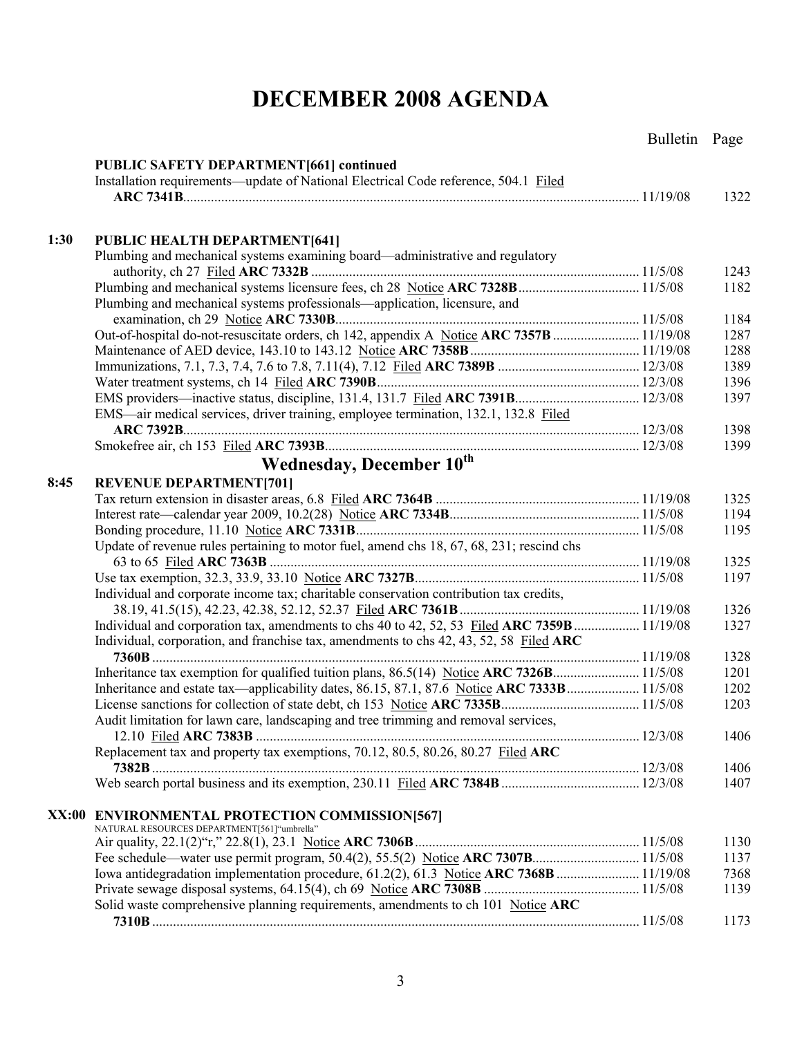# DECEMBER 2008 AGENDA

| | | Bulletin | Page |
|---|---|---|---|
| | **PUBLIC SAFETY DEPARTMENT[661] continued** | | |
| | Installation requirements—update of National Electrical Code reference, 504.1 Filed **ARC 7341B** | 11/19/08 | 1322 |
| **1:30** | **PUBLIC HEALTH DEPARTMENT[641]** | | |
| | Plumbing and mechanical systems examining board—administrative and regulatory authority, ch 27 Filed **ARC 7332B** | 11/5/08 | 1243 |
| | Plumbing and mechanical systems licensure fees, ch 28 Notice **ARC 7328B** | 11/5/08 | 1182 |
| | Plumbing and mechanical systems professionals—application, licensure, and examination, ch 29 Notice **ARC 7330B** | 11/5/08 | 1184 |
| | Out-of-hospital do-not-resuscitate orders, ch 142, appendix A Notice **ARC 7357B** | 11/19/08 | 1287 |
| | Maintenance of AED device, 143.10 to 143.12 Notice **ARC 7358B** | 11/19/08 | 1288 |
| | Immunizations, 7.1, 7.3, 7.4, 7.6 to 7.8, 7.11(4), 7.12 Filed **ARC 7389B** | 12/3/08 | 1389 |
| | Water treatment systems, ch 14 Filed **ARC 7390B** | 12/3/08 | 1396 |
| | EMS providers—inactive status, discipline, 131.4, 131.7 Filed **ARC 7391B** | 12/3/08 | 1397 |
| | EMS—air medical services, driver training, employee termination, 132.1, 132.8 Filed **ARC 7392B** | 12/3/08 | 1398 |
| | Smokefree air, ch 153 Filed **ARC 7393B** | 12/3/08 | 1399 |

## Wednesday, December 10th

| | | Bulletin | Page |
|---|---|---|---|
| **8:45** | **REVENUE DEPARTMENT[701]** | | |
| | Tax return extension in disaster areas, 6.8 Filed **ARC 7364B** | 11/19/08 | 1325 |
| | Interest rate—calendar year 2009, 10.2(28) Notice **ARC 7334B** | 11/5/08 | 1194 |
| | Bonding procedure, 11.10 Notice **ARC 7331B** | 11/5/08 | 1195 |
| | Update of revenue rules pertaining to motor fuel, amend chs 18, 67, 68, 231; rescind chs 63 to 65 Filed **ARC 7363B** | 11/19/08 | 1325 |
| | Use tax exemption, 32.3, 33.9, 33.10 Notice **ARC 7327B** | 11/5/08 | 1197 |
| | Individual and corporate income tax; charitable conservation contribution tax credits, 38.19, 41.5(15), 42.23, 42.38, 52.12, 52.37 Filed **ARC 7361B** | 11/19/08 | 1326 |
| | Individual and corporation tax, amendments to chs 40 to 42, 52, 53 Filed **ARC 7359B** | 11/19/08 | 1327 |
| | Individual, corporation, and franchise tax, amendments to chs 42, 43, 52, 58 Filed **ARC 7360B** | 11/19/08 | 1328 |
| | Inheritance tax exemption for qualified tuition plans, 86.5(14) Notice **ARC 7326B** | 11/5/08 | 1201 |
| | Inheritance and estate tax—applicability dates, 86.15, 87.1, 87.6 Notice **ARC 7333B** | 11/5/08 | 1202 |
| | License sanctions for collection of state debt, ch 153 Notice **ARC 7335B** | 11/5/08 | 1203 |
| | Audit limitation for lawn care, landscaping and tree trimming and removal services, 12.10 Filed **ARC 7383B** | 12/3/08 | 1406 |
| | Replacement tax and property tax exemptions, 70.12, 80.5, 80.26, 80.27 Filed **ARC 7382B** | 12/3/08 | 1406 |
| | Web search portal business and its exemption, 230.11 Filed **ARC 7384B** | 12/3/08 | 1407 |
| **XX:00** | **ENVIRONMENTAL PROTECTION COMMISSION[567]** NATURAL RESOURCES DEPARTMENT[561]"umbrella" | | |
| | Air quality, 22.1(2)"r," 22.8(1), 23.1 Notice **ARC 7306B** | 11/5/08 | 1130 |
| | Fee schedule—water use permit program, 50.4(2), 55.5(2) Notice **ARC 7307B** | 11/5/08 | 1137 |
| | Iowa antidegradation implementation procedure, 61.2(2), 61.3 Notice **ARC 7368B** | 11/19/08 | 7368 |
| | Private sewage disposal systems, 64.15(4), ch 69 Notice **ARC 7308B** | 11/5/08 | 1139 |
| | Solid waste comprehensive planning requirements, amendments to ch 101 Notice **ARC 7310B** | 11/5/08 | 1173 |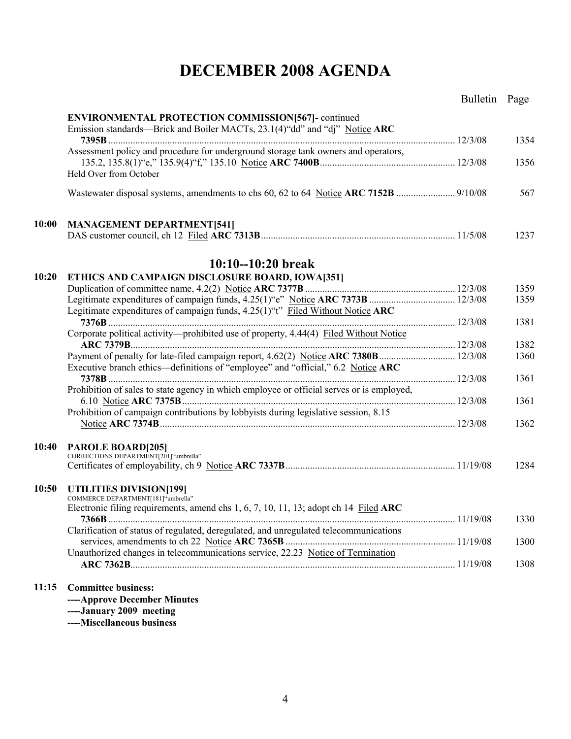# DECEMBER 2008 AGENDA

| | | Bulletin | Page |
|---|---|---|---|
| | **ENVIRONMENTAL PROTECTION COMMISSION[567]-** continued | | |
| | Emission standards—Brick and Boiler MACTs, 23.1(4)"dd" and "dj" Notice **ARC 7395B** | 12/3/08 | 1354 |
| | Assessment policy and procedure for underground storage tank owners and operators, 135.2, 135.8(1)"e," 135.9(4)"f," 135.10 Notice **ARC 7400B** | 12/3/08 | 1356 |
| | Held Over from October | | |
| | Wastewater disposal systems, amendments to chs 60, 62 to 64 Notice **ARC 7152B** | 9/10/08 | 567 |
| **10:00** | **MANAGEMENT DEPARTMENT[541]** | | |
| | DAS customer council, ch 12 Filed **ARC 7313B** | 11/5/08 | 1237 |
| | **10:10--10:20 break** | | |
| **10:20** | **ETHICS AND CAMPAIGN DISCLOSURE BOARD, IOWA[351]** | | |
| | Duplication of committee name, 4.2(2) Notice **ARC 7377B** | 12/3/08 | 1359 |
| | Legitimate expenditures of campaign funds, 4.25(1)"e" Notice **ARC 7373B** | 12/3/08 | 1359 |
| | Legitimate expenditures of campaign funds, 4.25(1)"t" Filed Without Notice **ARC 7376B** | 12/3/08 | 1381 |
| | Corporate political activity—prohibited use of property, 4.44(4) Filed Without Notice **ARC 7379B** | 12/3/08 | 1382 |
| | Payment of penalty for late-filed campaign report, 4.62(2) Notice **ARC 7380B** | 12/3/08 | 1360 |
| | Executive branch ethics—definitions of "employee" and "official," 6.2 Notice **ARC 7378B** | 12/3/08 | 1361 |
| | Prohibition of sales to state agency in which employee or official serves or is employed, 6.10 Notice **ARC 7375B** | 12/3/08 | 1361 |
| | Prohibition of campaign contributions by lobbyists during legislative session, 8.15 Notice **ARC 7374B** | 12/3/08 | 1362 |
| **10:40** | **PAROLE BOARD[205]** | | |
| | CORRECTIONS DEPARTMENT[201]"umbrella" | | |
| | Certificates of employability, ch 9 Notice **ARC 7337B** | 11/19/08 | 1284 |
| **10:50** | **UTILITIES DIVISION[199]** | | |
| | COMMERCE DEPARTMENT[181]"umbrella" | | |
| | Electronic filing requirements, amend chs 1, 6, 7, 10, 11, 13; adopt ch 14 Filed **ARC 7366B** | 11/19/08 | 1330 |
| | Clarification of status of regulated, deregulated, and unregulated telecommunications services, amendments to ch 22 Notice **ARC 7365B** | 11/19/08 | 1300 |
| | Unauthorized changes in telecommunications service, 22.23 Notice of Termination **ARC 7362B** | 11/19/08 | 1308 |
| **11:15** | **Committee business:** | | |
| | **----Approve December Minutes** | | |
| | **----January 2009 meeting** | | |
| | **----Miscellaneous business** | | |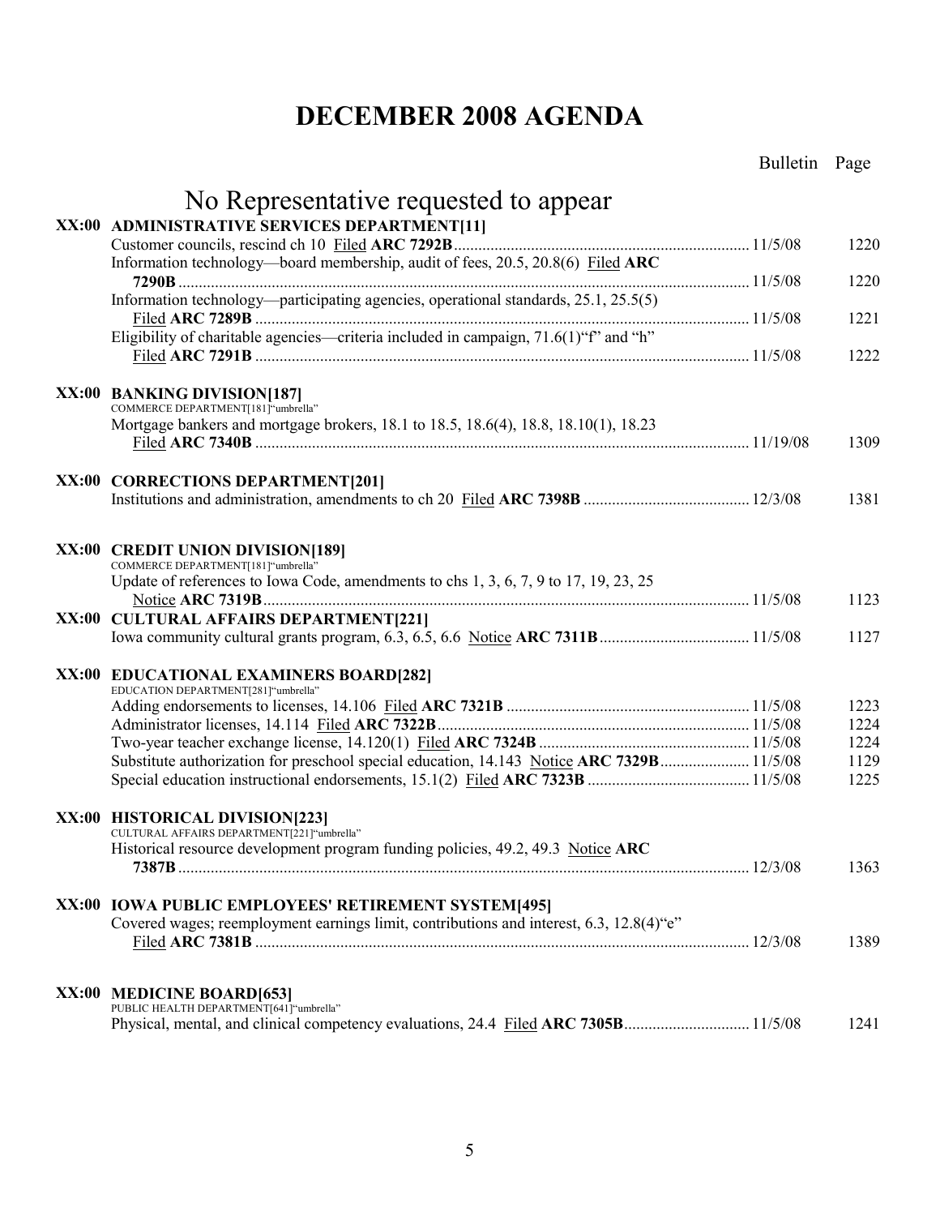# DECEMBER 2008 AGENDA

Bulletin Page

## No Representative requested to appear

**XX:00 ADMINISTRATIVE SERVICES DEPARTMENT[11]**

Customer councils, rescind ch 10 Filed **ARC 7292B** ........ 11/5/08 1220

Information technology—board membership, audit of fees, 20.5, 20.8(6) Filed **ARC 7290B** ........ 11/5/08 1220

Information technology—participating agencies, operational standards, 25.1, 25.5(5) Filed **ARC 7289B** ........ 11/5/08 1221

Eligibility of charitable agencies—criteria included in campaign, 71.6(1)"f" and "h" Filed **ARC 7291B** ........ 11/5/08 1222

**XX:00 BANKING DIVISION[187]**

COMMERCE DEPARTMENT[181]"umbrella"

Mortgage bankers and mortgage brokers, 18.1 to 18.5, 18.6(4), 18.8, 18.10(1), 18.23 Filed **ARC 7340B** ........ 11/19/08 1309

**XX:00 CORRECTIONS DEPARTMENT[201]**

Institutions and administration, amendments to ch 20 Filed **ARC 7398B** ........ 12/3/08 1381

**XX:00 CREDIT UNION DIVISION[189]**

COMMERCE DEPARTMENT[181]"umbrella"

Update of references to Iowa Code, amendments to chs 1, 3, 6, 7, 9 to 17, 19, 23, 25 Notice **ARC 7319B** ........ 11/5/08 1123

**XX:00 CULTURAL AFFAIRS DEPARTMENT[221]**

Iowa community cultural grants program, 6.3, 6.5, 6.6 Notice **ARC 7311B** ........ 11/5/08 1127

**XX:00 EDUCATIONAL EXAMINERS BOARD[282]**

EDUCATION DEPARTMENT[281]"umbrella"

Adding endorsements to licenses, 14.106 Filed **ARC 7321B** ........ 11/5/08 1223

Administrator licenses, 14.114 Filed **ARC 7322B** ........ 11/5/08 1224

Two-year teacher exchange license, 14.120(1) Filed **ARC 7324B** ........ 11/5/08 1224

Substitute authorization for preschool special education, 14.143 Notice **ARC 7329B** ........ 11/5/08 1129

Special education instructional endorsements, 15.1(2) Filed **ARC 7323B** ........ 11/5/08 1225

**XX:00 HISTORICAL DIVISION[223]**

CULTURAL AFFAIRS DEPARTMENT[221]"umbrella"

Historical resource development program funding policies, 49.2, 49.3 Notice **ARC 7387B** ........ 12/3/08 1363

**XX:00 IOWA PUBLIC EMPLOYEES' RETIREMENT SYSTEM[495]**

Covered wages; reemployment earnings limit, contributions and interest, 6.3, 12.8(4)"e" Filed **ARC 7381B** ........ 12/3/08 1389

**XX:00 MEDICINE BOARD[653]**

PUBLIC HEALTH DEPARTMENT[641]"umbrella"

Physical, mental, and clinical competency evaluations, 24.4 Filed **ARC 7305B** ........ 11/5/08 1241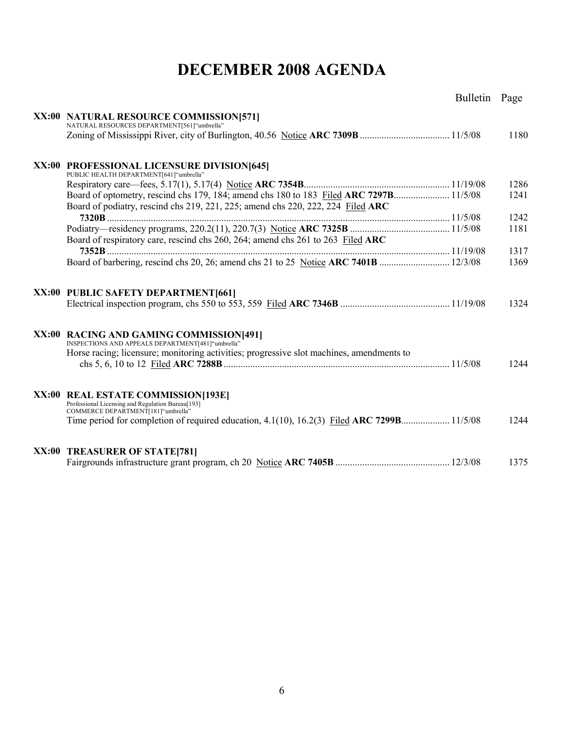# DECEMBER 2008 AGENDA

| | | Bulletin | Page |
|---|---|---|---|
| **XX:00** | **NATURAL RESOURCE COMMISSION[571]**<br>NATURAL RESOURCES DEPARTMENT[561]"umbrella" | | |
| | Zoning of Mississippi River, city of Burlington, 40.56 Notice **ARC 7309B** | 11/5/08 | 1180 |
| **XX:00** | **PROFESSIONAL LICENSURE DIVISION[645]**<br>PUBLIC HEALTH DEPARTMENT[641]"umbrella" | | |
| | Respiratory care—fees, 5.17(1), 5.17(4) Notice **ARC 7354B** | 11/19/08 | 1286 |
| | Board of optometry, rescind chs 179, 184; amend chs 180 to 183 Filed **ARC 7297B** | 11/5/08 | 1241 |
| | Board of podiatry, rescind chs 219, 221, 225; amend chs 220, 222, 224 Filed **ARC 7320B** | 11/5/08 | 1242 |
| | Podiatry—residency programs, 220.2(11), 220.7(3) Notice **ARC 7325B** | 11/5/08 | 1181 |
| | Board of respiratory care, rescind chs 260, 264; amend chs 261 to 263 Filed **ARC 7352B** | 11/19/08 | 1317 |
| | Board of barbering, rescind chs 20, 26; amend chs 21 to 25 Notice **ARC 7401B** | 12/3/08 | 1369 |
| **XX:00** | **PUBLIC SAFETY DEPARTMENT[661]** | | |
| | Electrical inspection program, chs 550 to 553, 559 Filed **ARC 7346B** | 11/19/08 | 1324 |
| **XX:00** | **RACING AND GAMING COMMISSION[491]**<br>INSPECTIONS AND APPEALS DEPARTMENT[481]"umbrella" | | |
| | Horse racing; licensure; monitoring activities; progressive slot machines, amendments to chs 5, 6, 10 to 12 Filed **ARC 7288B** | 11/5/08 | 1244 |
| **XX:00** | **REAL ESTATE COMMISSION[193E]**<br>Professional Licensing and Regulation Bureau[193]<br>COMMERCE DEPARTMENT[181]"umbrella" | | |
| | Time period for completion of required education, 4.1(10), 16.2(3) Filed **ARC 7299B** | 11/5/08 | 1244 |
| **XX:00** | **TREASURER OF STATE[781]** | | |
| | Fairgrounds infrastructure grant program, ch 20 Notice **ARC 7405B** | 12/3/08 | 1375 |